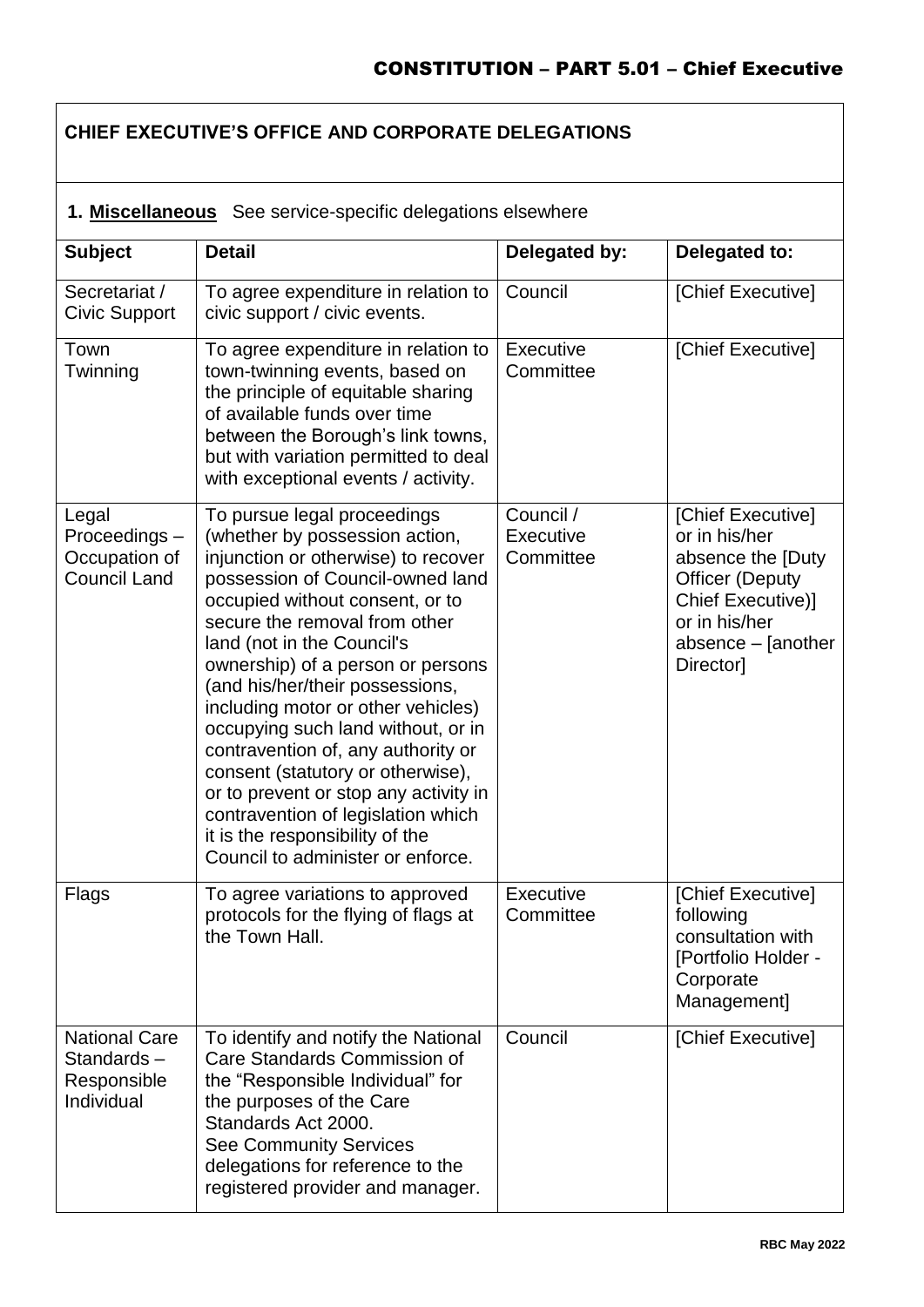## CHIEF EXECUTIVE'S OFFICE AND CORPORATE DELEGATIONS

**1. Miscellaneous** See service-specific delegations elsewhere

| Subject | Detail | Delegated by: | Delegated to: |
|---|---|---|---|
| Secretariat / Civic Support | To agree expenditure in relation to civic support / civic events. | Council | [Chief Executive] |
| Town Twinning | To agree expenditure in relation to town-twinning events, based on the principle of equitable sharing of available funds over time between the Borough's link towns, but with variation permitted to deal with exceptional events / activity. | Executive Committee | [Chief Executive] |
| Legal Proceedings – Occupation of Council Land | To pursue legal proceedings (whether by possession action, injunction or otherwise) to recover possession of Council-owned land occupied without consent, or to secure the removal from other land (not in the Council's ownership) of a person or persons (and his/her/their possessions, including motor or other vehicles) occupying such land without, or in contravention of, any authority or consent (statutory or otherwise), or to prevent or stop any activity in contravention of legislation which it is the responsibility of the Council to administer or enforce. | Council / Executive Committee | [Chief Executive] or in his/her absence the [Duty Officer (Deputy Chief Executive)] or in his/her absence – [another Director] |
| Flags | To agree variations to approved protocols for the flying of flags at the Town Hall. | Executive Committee | [Chief Executive] following consultation with [Portfolio Holder - Corporate Management] |
| National Care Standards – Responsible Individual | To identify and notify the National Care Standards Commission of the "Responsible Individual" for the purposes of the Care Standards Act 2000. See Community Services delegations for reference to the registered provider and manager. | Council | [Chief Executive] |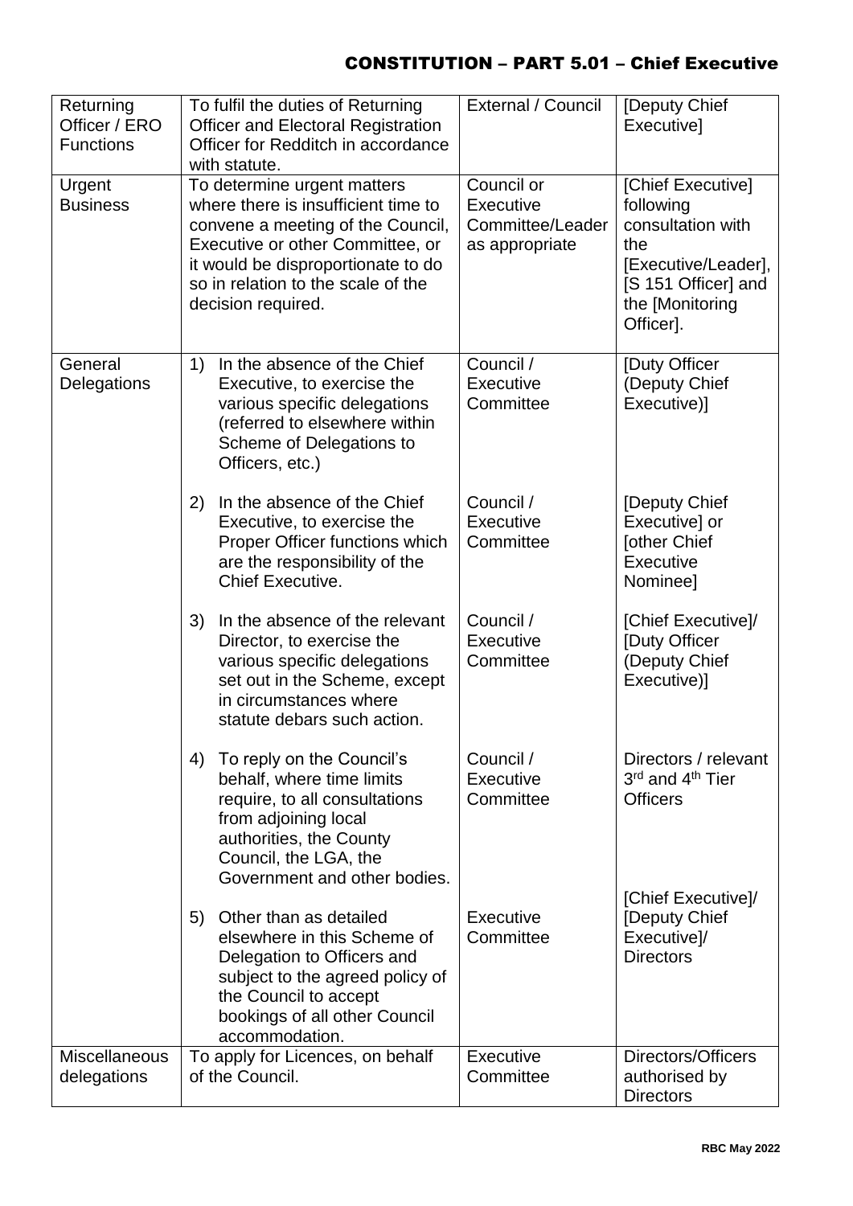| Returning Officer / ERO Functions | To fulfil the duties of Returning Officer and Electoral Registration Officer for Redditch in accordance with statute. | External / Council | [Deputy Chief Executive] |
|---|---|---|---|
| Urgent Business | To determine urgent matters where there is insufficient time to convene a meeting of the Council, Executive or other Committee, or it would be disproportionate to do so in relation to the scale of the decision required. | Council or Executive Committee/Leader as appropriate | [Chief Executive] following consultation with the [Executive/Leader], [S 151 Officer] and the [Monitoring Officer]. |
| General Delegations | 1) In the absence of the Chief Executive, to exercise the various specific delegations (referred to elsewhere within Scheme of Delegations to Officers, etc.) | Council / Executive Committee | [Duty Officer (Deputy Chief Executive)] |
| | 2) In the absence of the Chief Executive, to exercise the Proper Officer functions which are the responsibility of the Chief Executive. | Council / Executive Committee | [Deputy Chief Executive] or [other Chief Executive Nominee] |
| | 3) In the absence of the relevant Director, to exercise the various specific delegations set out in the Scheme, except in circumstances where statute debars such action. | Council / Executive Committee | [Chief Executive]/ [Duty Officer (Deputy Chief Executive)] |
| | 4) To reply on the Council's behalf, where time limits require, to all consultations from adjoining local authorities, the County Council, the LGA, the Government and other bodies. | Council / Executive Committee | Directors / relevant 3rd and 4th Tier Officers |
| | 5) Other than as detailed elsewhere in this Scheme of Delegation to Officers and subject to the agreed policy of the Council to accept bookings of all other Council accommodation. | Executive Committee | [Chief Executive]/ [Deputy Chief Executive]/ Directors |
| Miscellaneous delegations | To apply for Licences, on behalf of the Council. | Executive Committee | Directors/Officers authorised by Directors |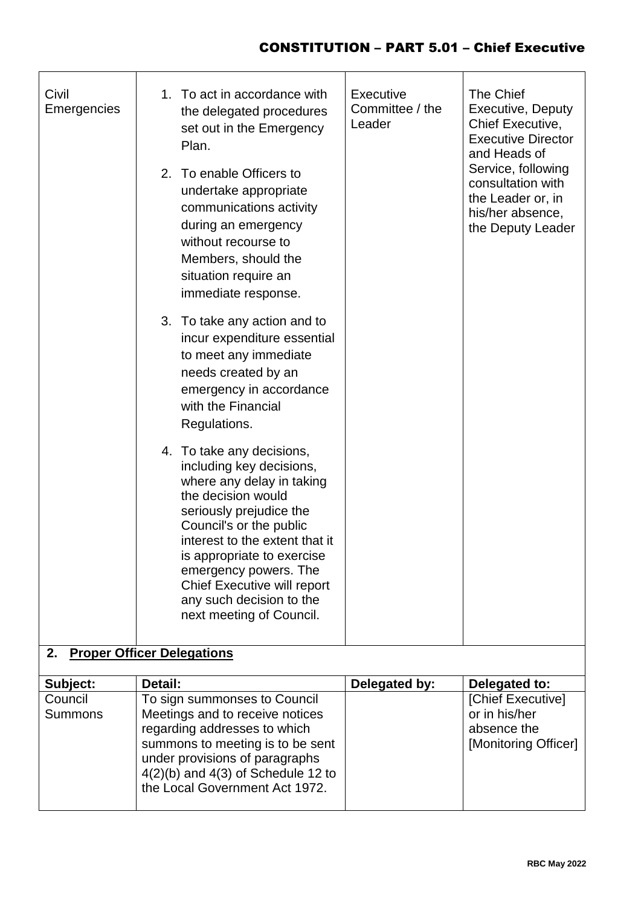| | | | |
|---|---|---|---|
| Civil Emergencies | 1. To act in accordance with the delegated procedures set out in the Emergency Plan.<br><br>2. To enable Officers to undertake appropriate communications activity during an emergency without recourse to Members, should the situation require an immediate response.<br><br>3. To take any action and to incur expenditure essential to meet any immediate needs created by an emergency in accordance with the Financial Regulations.<br><br>4. To take any decisions, including key decisions, where any delay in taking the decision would seriously prejudice the Council's or the public interest to the extent that it is appropriate to exercise emergency powers. The Chief Executive will report any such decision to the next meeting of Council. | Executive Committee / the Leader | The Chief Executive, Deputy Chief Executive, Executive Director and Heads of Service, following consultation with the Leader or, in his/her absence, the Deputy Leader |

## 2. Proper Officer Delegations

| Subject: | Detail: | Delegated by: | Delegated to: |
|---|---|---|---|
| Council Summons | To sign summonses to Council Meetings and to receive notices regarding addresses to which summons to meeting is to be sent under provisions of paragraphs 4(2)(b) and 4(3) of Schedule 12 to the Local Government Act 1972. | | [Chief Executive] or in his/her absence the [Monitoring Officer] |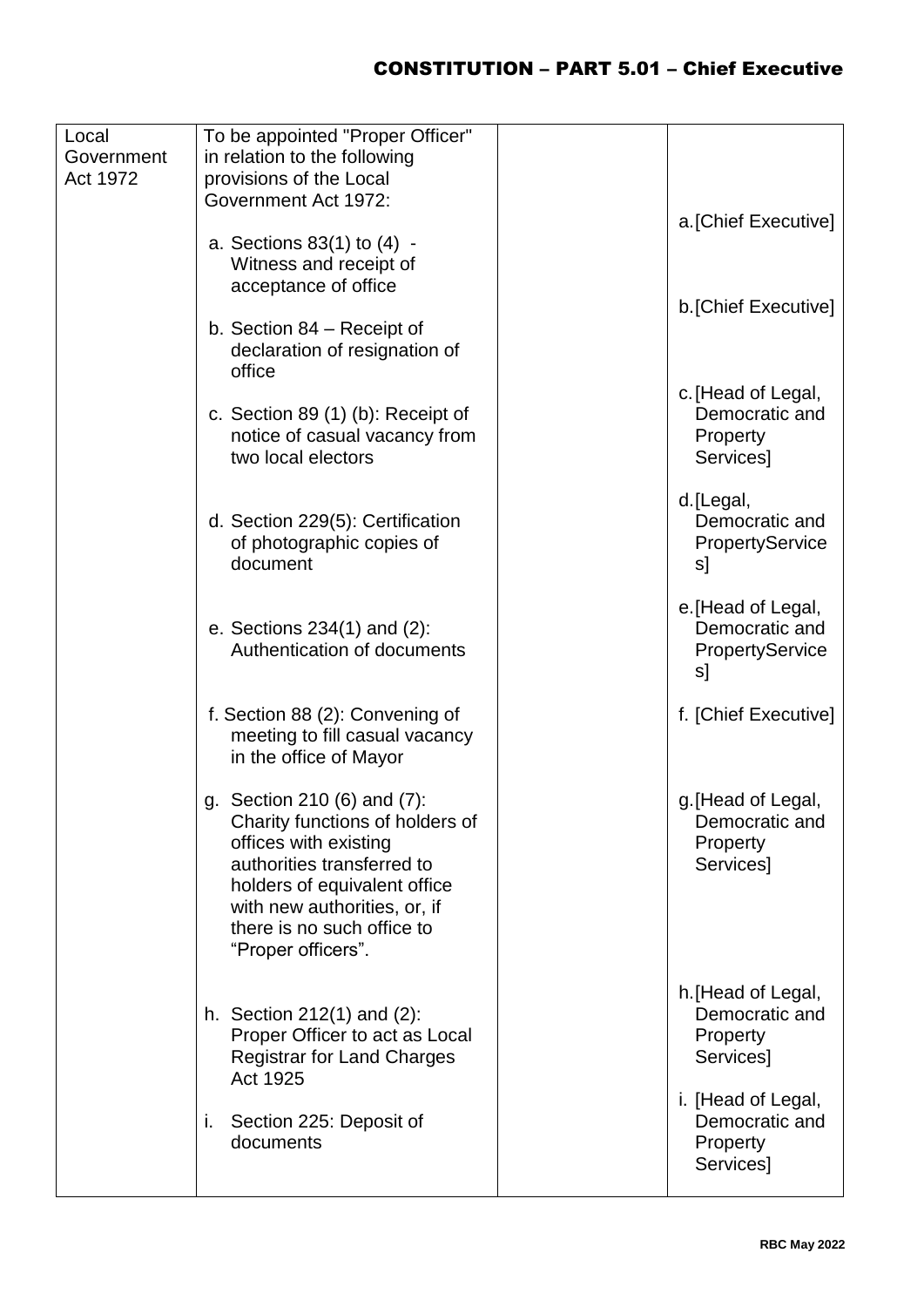| Local Government Act 1972 | To be appointed "Proper Officer" in relation to the following provisions of the Local Government Act 1972:<br><br>a. Sections 83(1) to (4) - Witness and receipt of acceptance of office<br><br>b. Section 84 – Receipt of declaration of resignation of office<br><br>c. Section 89 (1) (b): Receipt of notice of casual vacancy from two local electors<br><br>d. Section 229(5): Certification of photographic copies of document<br><br>e. Sections 234(1) and (2): Authentication of documents<br><br>f. Section 88 (2): Convening of meeting to fill casual vacancy in the office of Mayor<br><br>g. Section 210 (6) and (7): Charity functions of holders of offices with existing authorities transferred to holders of equivalent office with new authorities, or, if there is no such office to "Proper officers".<br><br>h. Section 212(1) and (2): Proper Officer to act as Local Registrar for Land Charges Act 1925<br><br>i. Section 225: Deposit of documents | | a.[Chief Executive]<br><br>b.[Chief Executive]<br><br>c.[Head of Legal, Democratic and Property Services]<br><br>d.[Legal, Democratic and PropertyServices]<br><br>e.[Head of Legal, Democratic and PropertyServices]<br><br>f. [Chief Executive]<br><br>g.[Head of Legal, Democratic and Property Services]<br><br>h.[Head of Legal, Democratic and Property Services]<br><br>i. [Head of Legal, Democratic and Property Services] |
|---|---|---|---|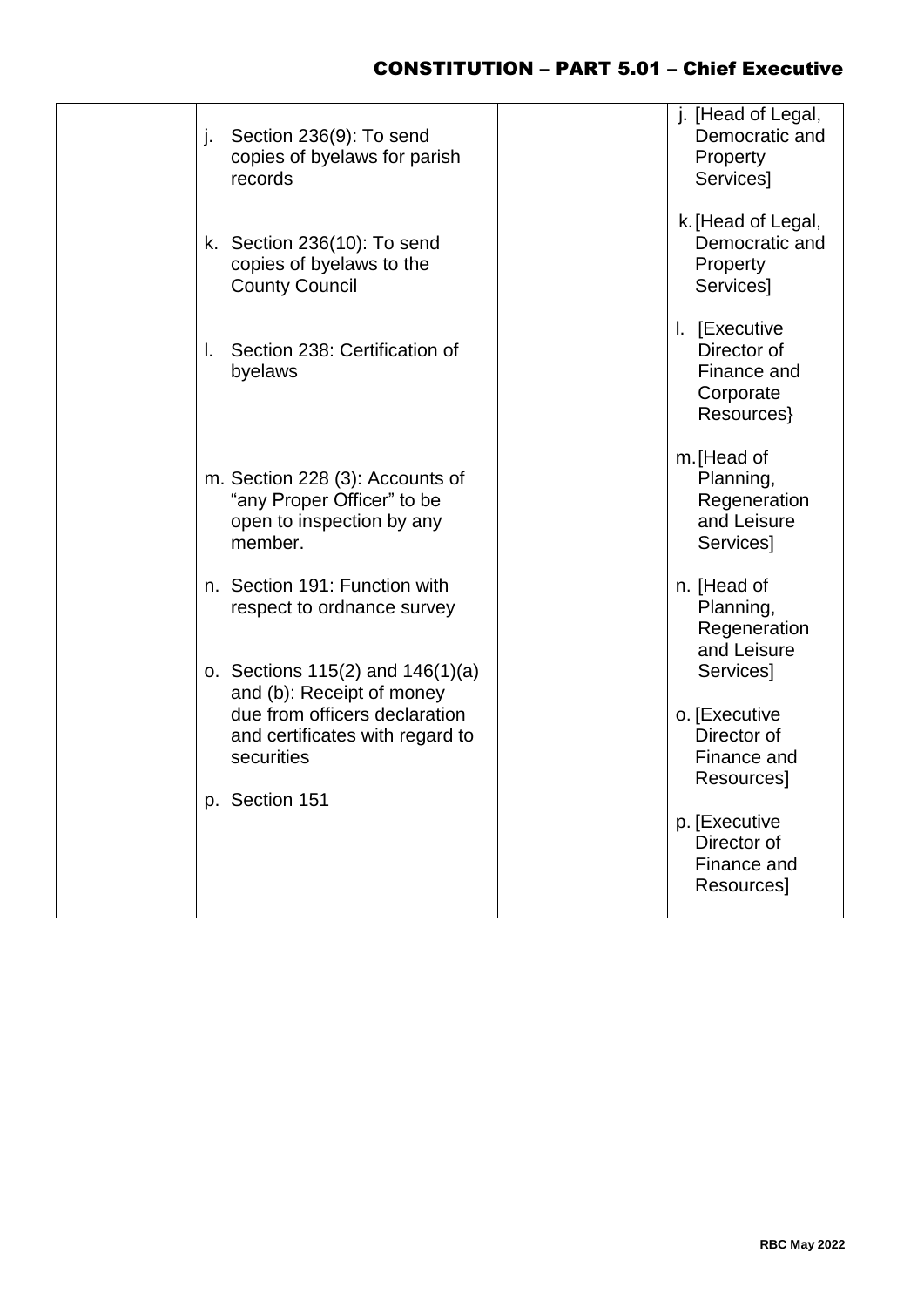| | | | |
|---|---|---|---|
| | j. Section 236(9): To send copies of byelaws for parish records<br><br>k. Section 236(10): To send copies of byelaws to the County Council<br><br>l. Section 238: Certification of byelaws<br><br>m. Section 228 (3): Accounts of “any Proper Officer” to be open to inspection by any member.<br><br>n. Section 191: Function with respect to ordnance survey<br><br>o. Sections 115(2) and 146(1)(a) and (b): Receipt of money due from officers declaration and certificates with regard to securities<br><br>p. Section 151 | | j. [Head of Legal, Democratic and Property Services]<br><br>k. [Head of Legal, Democratic and Property Services]<br><br>l. [Executive Director of Finance and Corporate Resources}<br><br>m. [Head of Planning, Regeneration and Leisure Services]<br><br>n. [Head of Planning, Regeneration and Leisure Services]<br><br>o. [Executive Director of Finance and Resources]<br><br>p. [Executive Director of Finance and Resources] |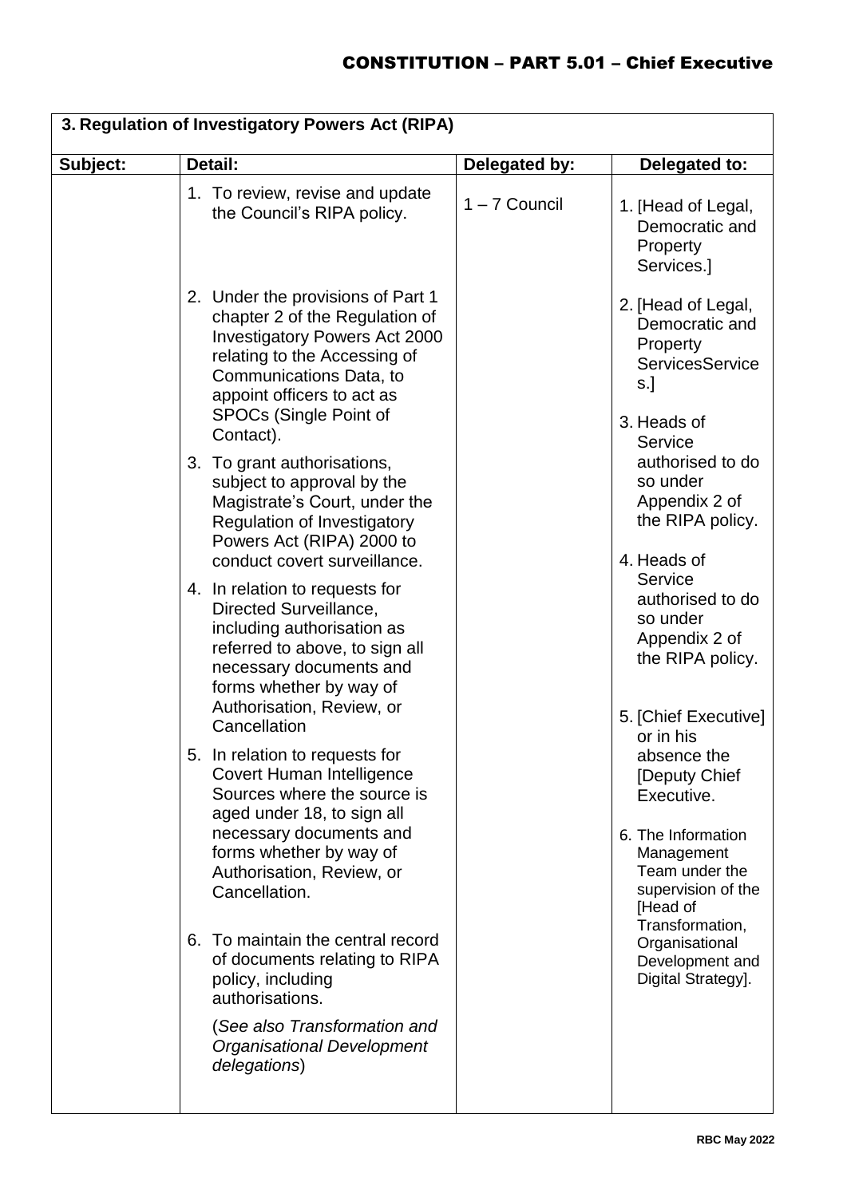| 3. Regulation of Investigatory Powers Act (RIPA) | | | |
|---|---|---|---|
| **Subject:** | **Detail:** | **Delegated by:** | **Delegated to:** |
| | 1. To review, revise and update the Council's RIPA policy. | 1 – 7 Council | 1. [Head of Legal, Democratic and Property Services.] |
| | 2. Under the provisions of Part 1 chapter 2 of the Regulation of Investigatory Powers Act 2000 relating to the Accessing of Communications Data, to appoint officers to act as SPOCs (Single Point of Contact). | | 2. [Head of Legal, Democratic and Property ServicesServices.] |
| | 3. To grant authorisations, subject to approval by the Magistrate's Court, under the Regulation of Investigatory Powers Act (RIPA) 2000 to conduct covert surveillance. | | 3. Heads of Service authorised to do so under Appendix 2 of the RIPA policy. |
| | 4. In relation to requests for Directed Surveillance, including authorisation as referred to above, to sign all necessary documents and forms whether by way of Authorisation, Review, or Cancellation | | 4. Heads of Service authorised to do so under Appendix 2 of the RIPA policy. |
| | 5. In relation to requests for Covert Human Intelligence Sources where the source is aged under 18, to sign all necessary documents and forms whether by way of Authorisation, Review, or Cancellation. | | 5. [Chief Executive] or in his absence the [Deputy Chief Executive. |
| | 6. To maintain the central record of documents relating to RIPA policy, including authorisations. (*See also Transformation and Organisational Development delegations*) | | 6. The Information Management Team under the supervision of the [Head of Transformation, Organisational Development and Digital Strategy]. |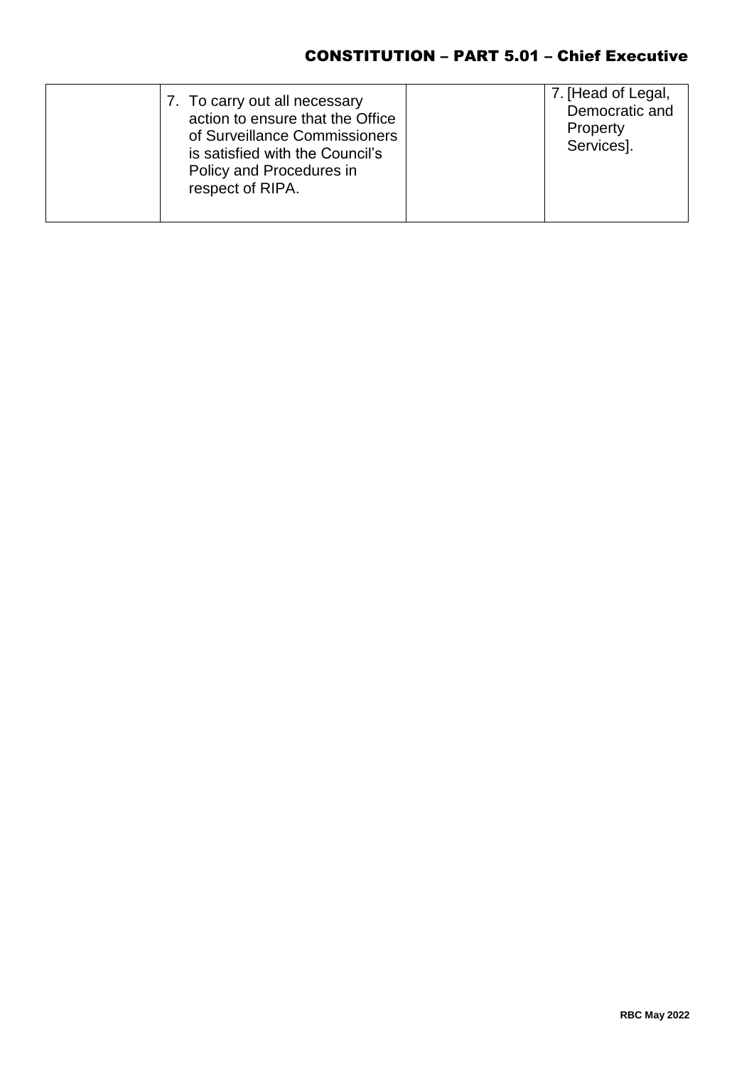| | | | |
|---|---|---|---|
| | 7. To carry out all necessary action to ensure that the Office of Surveillance Commissioners is satisfied with the Council's Policy and Procedures in respect of RIPA. | | 7. [Head of Legal, Democratic and Property Services]. |